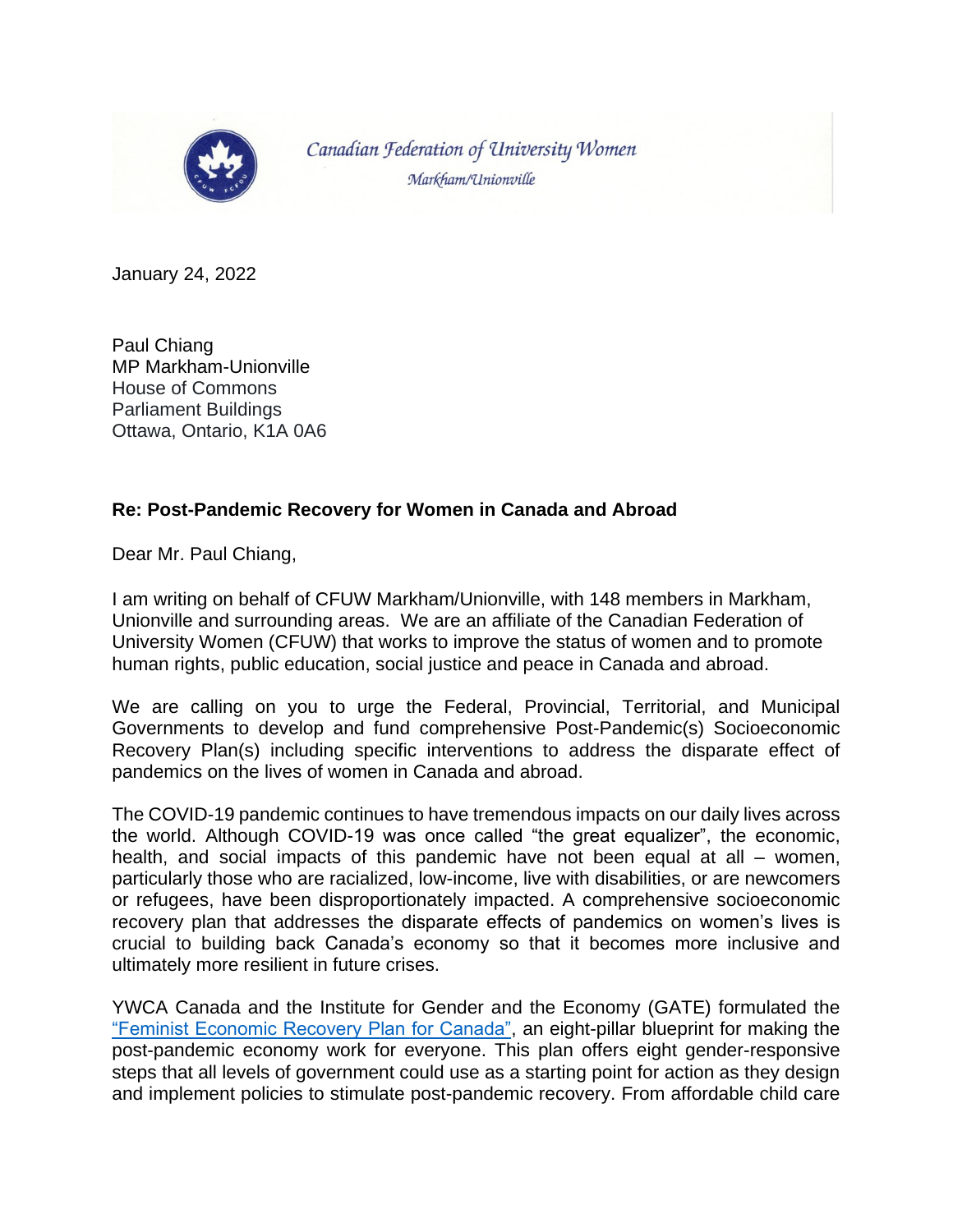Canadian Federation of University Women

Markham/Unionville

January 24, 2022

Paul Chiang
MP Markham-Unionville
House of Commons
Parliament Buildings
Ottawa, Ontario, K1A 0A6

**Re: Post-Pandemic Recovery for Women in Canada and Abroad**

Dear Mr. Paul Chiang,

I am writing on behalf of CFUW Markham/Unionville, with 148 members in Markham, Unionville and surrounding areas. We are an affiliate of the Canadian Federation of University Women (CFUW) that works to improve the status of women and to promote human rights, public education, social justice and peace in Canada and abroad.

We are calling on you to urge the Federal, Provincial, Territorial, and Municipal Governments to develop and fund comprehensive Post-Pandemic(s) Socioeconomic Recovery Plan(s) including specific interventions to address the disparate effect of pandemics on the lives of women in Canada and abroad.

The COVID-19 pandemic continues to have tremendous impacts on our daily lives across the world. Although COVID-19 was once called "the great equalizer", the economic, health, and social impacts of this pandemic have not been equal at all – women, particularly those who are racialized, low-income, live with disabilities, or are newcomers or refugees, have been disproportionately impacted. A comprehensive socioeconomic recovery plan that addresses the disparate effects of pandemics on women's lives is crucial to building back Canada's economy so that it becomes more inclusive and ultimately more resilient in future crises.

YWCA Canada and the Institute for Gender and the Economy (GATE) formulated the "Feminist Economic Recovery Plan for Canada", an eight-pillar blueprint for making the post-pandemic economy work for everyone. This plan offers eight gender-responsive steps that all levels of government could use as a starting point for action as they design and implement policies to stimulate post-pandemic recovery. From affordable child care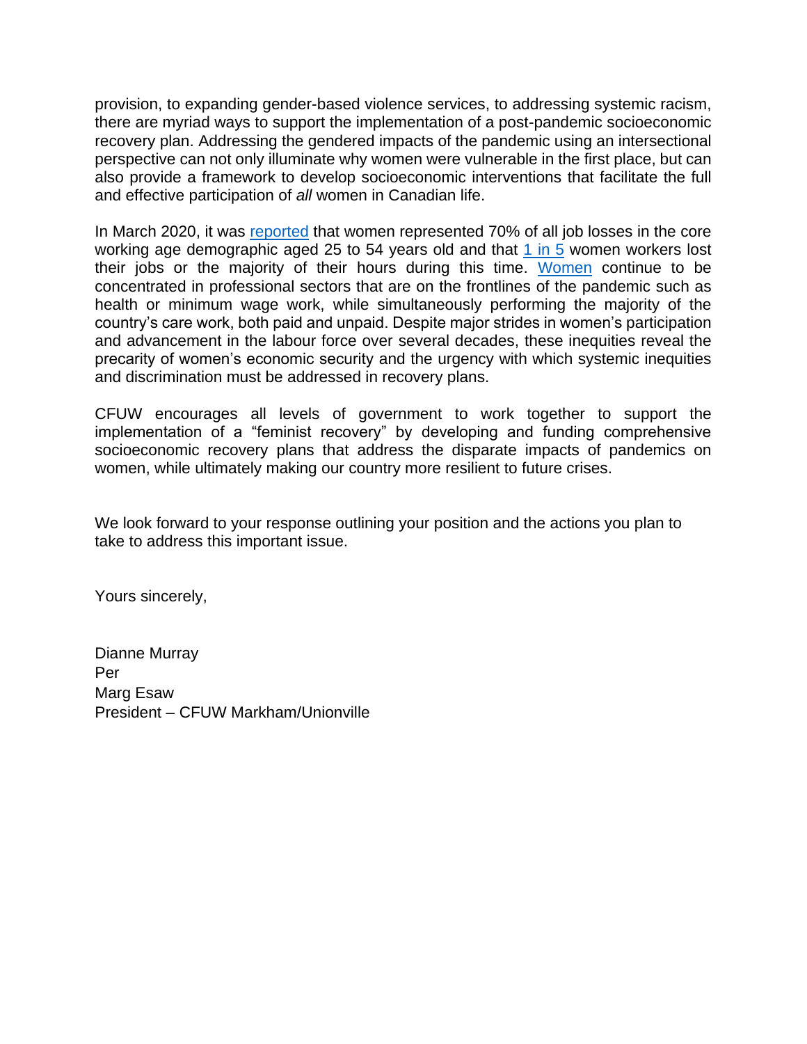provision, to expanding gender-based violence services, to addressing systemic racism, there are myriad ways to support the implementation of a post-pandemic socioeconomic recovery plan. Addressing the gendered impacts of the pandemic using an intersectional perspective can not only illuminate why women were vulnerable in the first place, but can also provide a framework to develop socioeconomic interventions that facilitate the full and effective participation of *all* women in Canadian life.

In March 2020, it was reported that women represented 70% of all job losses in the core working age demographic aged 25 to 54 years old and that 1 in 5 women workers lost their jobs or the majority of their hours during this time. Women continue to be concentrated in professional sectors that are on the frontlines of the pandemic such as health or minimum wage work, while simultaneously performing the majority of the country's care work, both paid and unpaid. Despite major strides in women's participation and advancement in the labour force over several decades, these inequities reveal the precarity of women's economic security and the urgency with which systemic inequities and discrimination must be addressed in recovery plans.

CFUW encourages all levels of government to work together to support the implementation of a "feminist recovery" by developing and funding comprehensive socioeconomic recovery plans that address the disparate impacts of pandemics on women, while ultimately making our country more resilient to future crises.

We look forward to your response outlining your position and the actions you plan to take to address this important issue.

Yours sincerely,

Dianne Murray
Per
Marg Esaw
President – CFUW Markham/Unionville